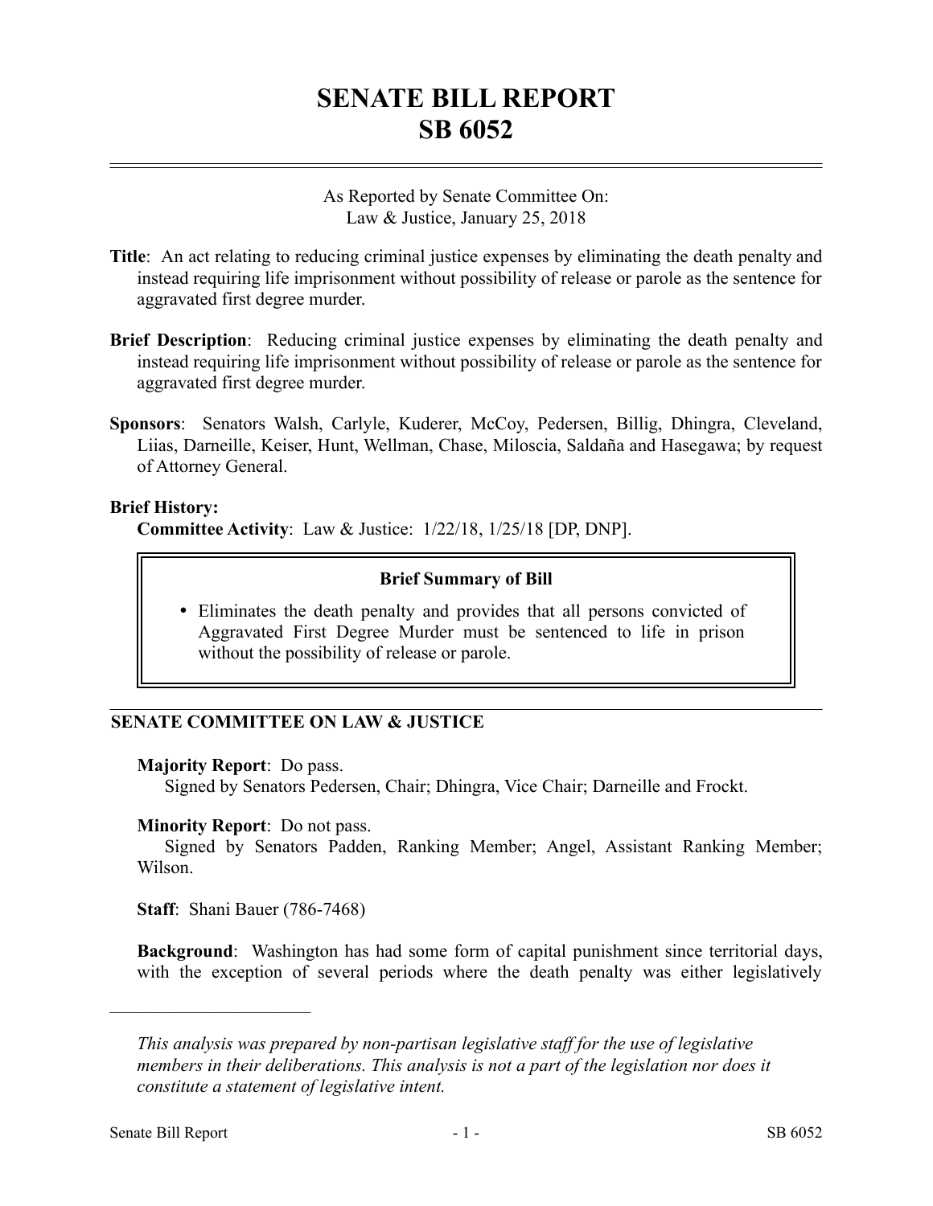# SENATE BILL REPORT
# SB 6052

As Reported by Senate Committee On:
Law & Justice, January 25, 2018

**Title**: An act relating to reducing criminal justice expenses by eliminating the death penalty and instead requiring life imprisonment without possibility of release or parole as the sentence for aggravated first degree murder.

**Brief Description**: Reducing criminal justice expenses by eliminating the death penalty and instead requiring life imprisonment without possibility of release or parole as the sentence for aggravated first degree murder.

**Sponsors**: Senators Walsh, Carlyle, Kuderer, McCoy, Pedersen, Billig, Dhingra, Cleveland, Liias, Darneille, Keiser, Hunt, Wellman, Chase, Miloscia, Saldaña and Hasegawa; by request of Attorney General.

**Brief History:**
**Committee Activity**: Law & Justice: 1/22/18, 1/25/18 [DP, DNP].

**Brief Summary of Bill**

- Eliminates the death penalty and provides that all persons convicted of Aggravated First Degree Murder must be sentenced to life in prison without the possibility of release or parole.

## SENATE COMMITTEE ON LAW & JUSTICE

**Majority Report**: Do pass.
Signed by Senators Pedersen, Chair; Dhingra, Vice Chair; Darneille and Frockt.

**Minority Report**: Do not pass.
Signed by Senators Padden, Ranking Member; Angel, Assistant Ranking Member; Wilson.

**Staff**: Shani Bauer (786-7468)

**Background**: Washington has had some form of capital punishment since territorial days, with the exception of several periods where the death penalty was either legislatively

---

*This analysis was prepared by non-partisan legislative staff for the use of legislative members in their deliberations. This analysis is not a part of the legislation nor does it constitute a statement of legislative intent.*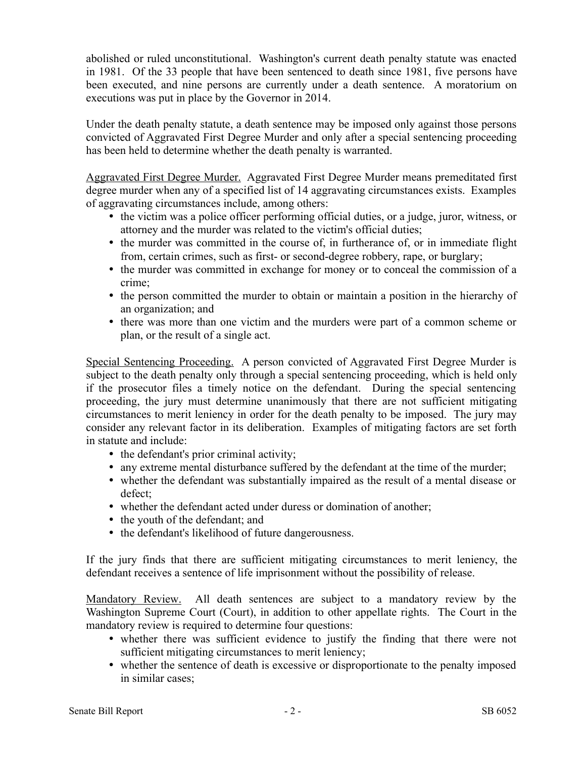abolished or ruled unconstitutional. Washington's current death penalty statute was enacted in 1981. Of the 33 people that have been sentenced to death since 1981, five persons have been executed, and nine persons are currently under a death sentence. A moratorium on executions was put in place by the Governor in 2014.

Under the death penalty statute, a death sentence may be imposed only against those persons convicted of Aggravated First Degree Murder and only after a special sentencing proceeding has been held to determine whether the death penalty is warranted.

Aggravated First Degree Murder. Aggravated First Degree Murder means premeditated first degree murder when any of a specified list of 14 aggravating circumstances exists. Examples of aggravating circumstances include, among others:

- the victim was a police officer performing official duties, or a judge, juror, witness, or attorney and the murder was related to the victim's official duties;
- the murder was committed in the course of, in furtherance of, or in immediate flight from, certain crimes, such as first- or second-degree robbery, rape, or burglary;
- the murder was committed in exchange for money or to conceal the commission of a crime;
- the person committed the murder to obtain or maintain a position in the hierarchy of an organization; and
- there was more than one victim and the murders were part of a common scheme or plan, or the result of a single act.

Special Sentencing Proceeding. A person convicted of Aggravated First Degree Murder is subject to the death penalty only through a special sentencing proceeding, which is held only if the prosecutor files a timely notice on the defendant. During the special sentencing proceeding, the jury must determine unanimously that there are not sufficient mitigating circumstances to merit leniency in order for the death penalty to be imposed. The jury may consider any relevant factor in its deliberation. Examples of mitigating factors are set forth in statute and include:

- the defendant's prior criminal activity;
- any extreme mental disturbance suffered by the defendant at the time of the murder;
- whether the defendant was substantially impaired as the result of a mental disease or defect;
- whether the defendant acted under duress or domination of another;
- the youth of the defendant; and
- the defendant's likelihood of future dangerousness.

If the jury finds that there are sufficient mitigating circumstances to merit leniency, the defendant receives a sentence of life imprisonment without the possibility of release.

Mandatory Review. All death sentences are subject to a mandatory review by the Washington Supreme Court (Court), in addition to other appellate rights. The Court in the mandatory review is required to determine four questions:

- whether there was sufficient evidence to justify the finding that there were not sufficient mitigating circumstances to merit leniency;
- whether the sentence of death is excessive or disproportionate to the penalty imposed in similar cases;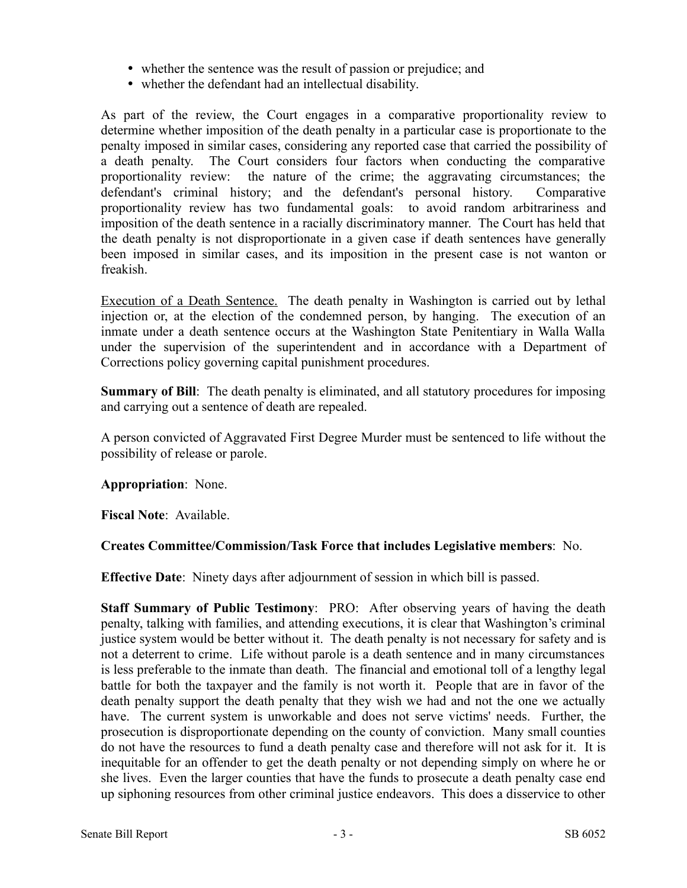- whether the sentence was the result of passion or prejudice; and
- whether the defendant had an intellectual disability.

As part of the review, the Court engages in a comparative proportionality review to determine whether imposition of the death penalty in a particular case is proportionate to the penalty imposed in similar cases, considering any reported case that carried the possibility of a death penalty. The Court considers four factors when conducting the comparative proportionality review: the nature of the crime; the aggravating circumstances; the defendant's criminal history; and the defendant's personal history. Comparative proportionality review has two fundamental goals: to avoid random arbitrariness and imposition of the death sentence in a racially discriminatory manner. The Court has held that the death penalty is not disproportionate in a given case if death sentences have generally been imposed in similar cases, and its imposition in the present case is not wanton or freakish.

Execution of a Death Sentence. The death penalty in Washington is carried out by lethal injection or, at the election of the condemned person, by hanging. The execution of an inmate under a death sentence occurs at the Washington State Penitentiary in Walla Walla under the supervision of the superintendent and in accordance with a Department of Corrections policy governing capital punishment procedures.

**Summary of Bill**: The death penalty is eliminated, and all statutory procedures for imposing and carrying out a sentence of death are repealed.

A person convicted of Aggravated First Degree Murder must be sentenced to life without the possibility of release or parole.

**Appropriation**: None.

**Fiscal Note**: Available.

**Creates Committee/Commission/Task Force that includes Legislative members**: No.

**Effective Date**: Ninety days after adjournment of session in which bill is passed.

**Staff Summary of Public Testimony**: PRO: After observing years of having the death penalty, talking with families, and attending executions, it is clear that Washington's criminal justice system would be better without it. The death penalty is not necessary for safety and is not a deterrent to crime. Life without parole is a death sentence and in many circumstances is less preferable to the inmate than death. The financial and emotional toll of a lengthy legal battle for both the taxpayer and the family is not worth it. People that are in favor of the death penalty support the death penalty that they wish we had and not the one we actually have. The current system is unworkable and does not serve victims' needs. Further, the prosecution is disproportionate depending on the county of conviction. Many small counties do not have the resources to fund a death penalty case and therefore will not ask for it. It is inequitable for an offender to get the death penalty or not depending simply on where he or she lives. Even the larger counties that have the funds to prosecute a death penalty case end up siphoning resources from other criminal justice endeavors. This does a disservice to other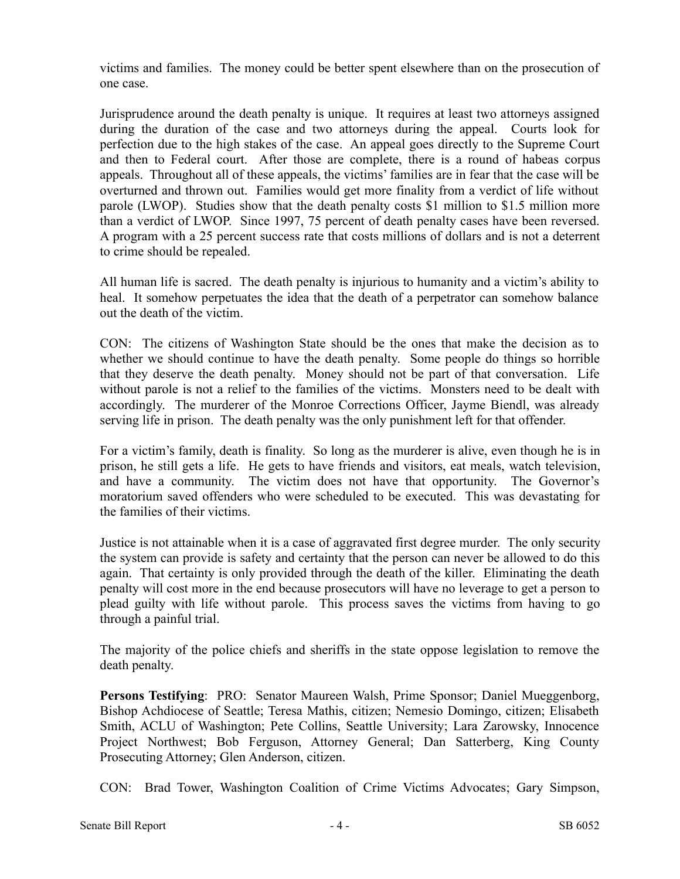victims and families. The money could be better spent elsewhere than on the prosecution of one case.

Jurisprudence around the death penalty is unique. It requires at least two attorneys assigned during the duration of the case and two attorneys during the appeal. Courts look for perfection due to the high stakes of the case. An appeal goes directly to the Supreme Court and then to Federal court. After those are complete, there is a round of habeas corpus appeals. Throughout all of these appeals, the victims' families are in fear that the case will be overturned and thrown out. Families would get more finality from a verdict of life without parole (LWOP). Studies show that the death penalty costs $1 million to $1.5 million more than a verdict of LWOP. Since 1997, 75 percent of death penalty cases have been reversed. A program with a 25 percent success rate that costs millions of dollars and is not a deterrent to crime should be repealed.

All human life is sacred. The death penalty is injurious to humanity and a victim's ability to heal. It somehow perpetuates the idea that the death of a perpetrator can somehow balance out the death of the victim.

CON: The citizens of Washington State should be the ones that make the decision as to whether we should continue to have the death penalty. Some people do things so horrible that they deserve the death penalty. Money should not be part of that conversation. Life without parole is not a relief to the families of the victims. Monsters need to be dealt with accordingly. The murderer of the Monroe Corrections Officer, Jayme Biendl, was already serving life in prison. The death penalty was the only punishment left for that offender.

For a victim's family, death is finality. So long as the murderer is alive, even though he is in prison, he still gets a life. He gets to have friends and visitors, eat meals, watch television, and have a community. The victim does not have that opportunity. The Governor's moratorium saved offenders who were scheduled to be executed. This was devastating for the families of their victims.

Justice is not attainable when it is a case of aggravated first degree murder. The only security the system can provide is safety and certainty that the person can never be allowed to do this again. That certainty is only provided through the death of the killer. Eliminating the death penalty will cost more in the end because prosecutors will have no leverage to get a person to plead guilty with life without parole. This process saves the victims from having to go through a painful trial.

The majority of the police chiefs and sheriffs in the state oppose legislation to remove the death penalty.

**Persons Testifying**: PRO: Senator Maureen Walsh, Prime Sponsor; Daniel Mueggenborg, Bishop Achdiocese of Seattle; Teresa Mathis, citizen; Nemesio Domingo, citizen; Elisabeth Smith, ACLU of Washington; Pete Collins, Seattle University; Lara Zarowsky, Innocence Project Northwest; Bob Ferguson, Attorney General; Dan Satterberg, King County Prosecuting Attorney; Glen Anderson, citizen.

CON: Brad Tower, Washington Coalition of Crime Victims Advocates; Gary Simpson,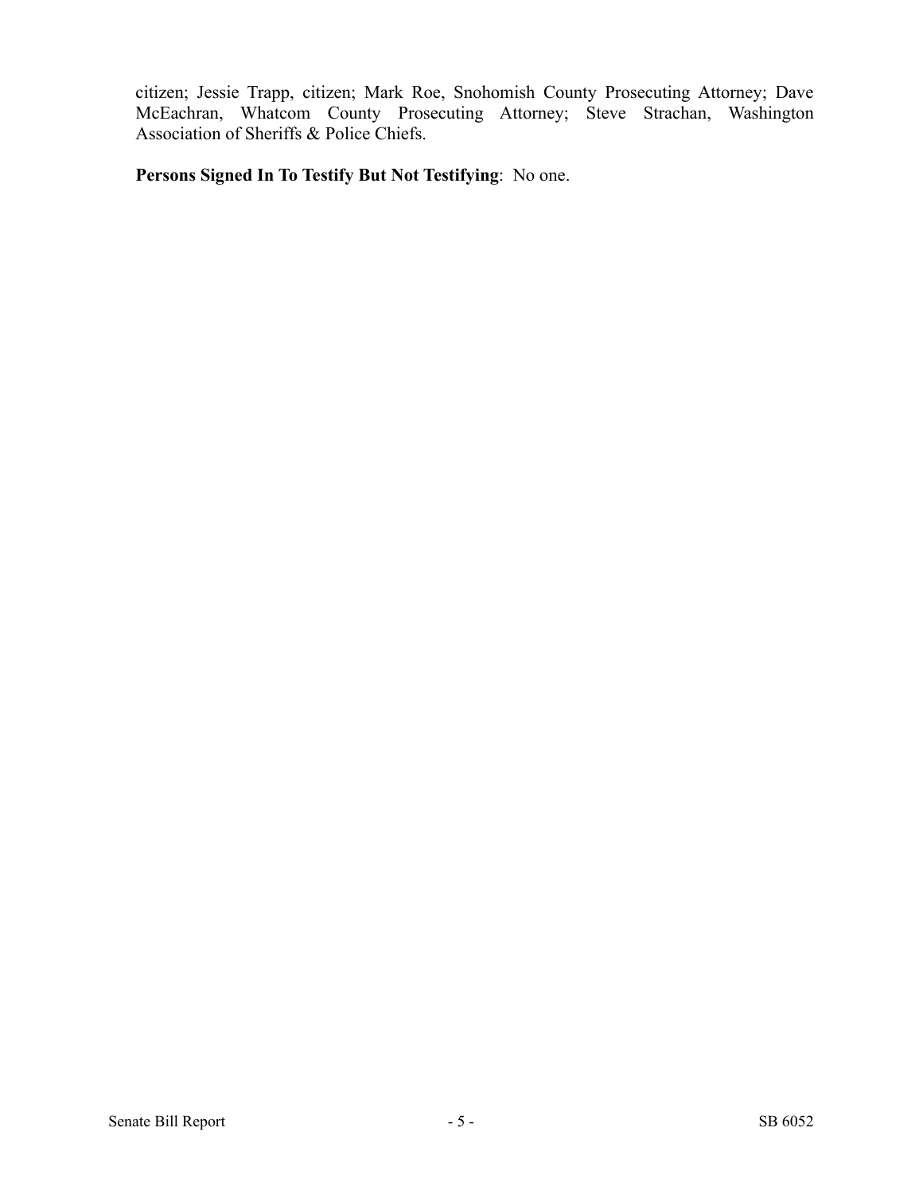citizen; Jessie Trapp, citizen; Mark Roe, Snohomish County Prosecuting Attorney; Dave McEachran, Whatcom County Prosecuting Attorney; Steve Strachan, Washington Association of Sheriffs & Police Chiefs.

**Persons Signed In To Testify But Not Testifying**: No one.